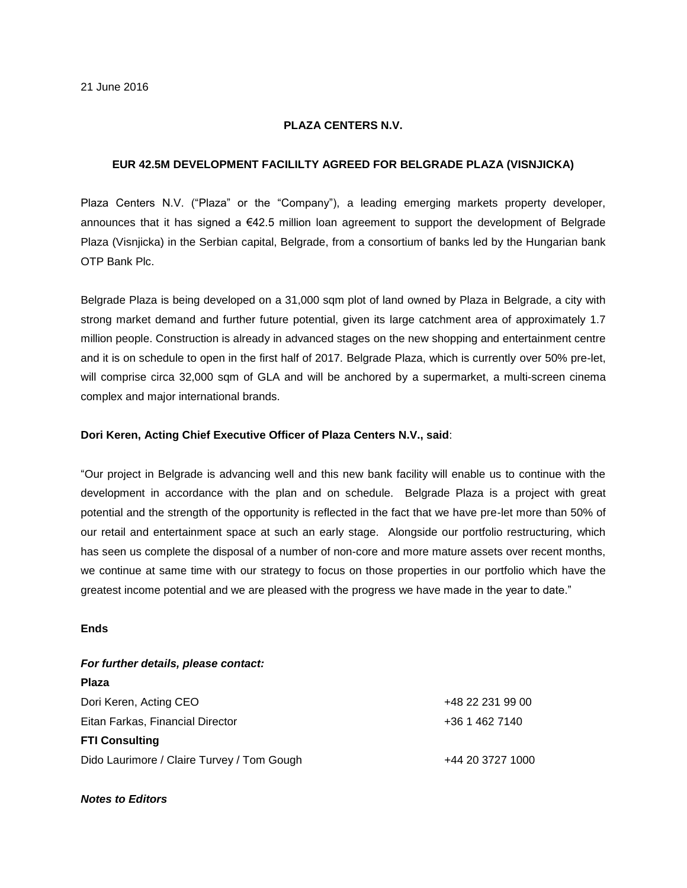21 June 2016

**PLAZA CENTERS N.V.**

**EUR 42.5M DEVELOPMENT FACILILTY AGREED FOR BELGRADE PLAZA (VISNJICKA)**

Plaza Centers N.V. ("Plaza" or the "Company"), a leading emerging markets property developer, announces that it has signed a €42.5 million loan agreement to support the development of Belgrade Plaza (Visnjicka) in the Serbian capital, Belgrade, from a consortium of banks led by the Hungarian bank OTP Bank Plc.

Belgrade Plaza is being developed on a 31,000 sqm plot of land owned by Plaza in Belgrade, a city with strong market demand and further future potential, given its large catchment area of approximately 1.7 million people. Construction is already in advanced stages on the new shopping and entertainment centre and it is on schedule to open in the first half of 2017. Belgrade Plaza, which is currently over 50% pre-let, will comprise circa 32,000 sqm of GLA and will be anchored by a supermarket, a multi-screen cinema complex and major international brands.

**Dori Keren, Acting Chief Executive Officer of Plaza Centers N.V., said**:

"Our project in Belgrade is advancing well and this new bank facility will enable us to continue with the development in accordance with the plan and on schedule. Belgrade Plaza is a project with great potential and the strength of the opportunity is reflected in the fact that we have pre-let more than 50% of our retail and entertainment space at such an early stage. Alongside our portfolio restructuring, which has seen us complete the disposal of a number of non-core and more mature assets over recent months, we continue at same time with our strategy to focus on those properties in our portfolio which have the greatest income potential and we are pleased with the progress we have made in the year to date."

**Ends**

***For further details, please contact:***

**Plaza**

| | |
|---|---|
| Dori Keren, Acting CEO | +48 22 231 99 00 |
| Eitan Farkas, Financial Director | +36 1 462 7140 |

**FTI Consulting**

| | |
|---|---|
| Dido Laurimore / Claire Turvey / Tom Gough | +44 20 3727 1000 |

***Notes to Editors***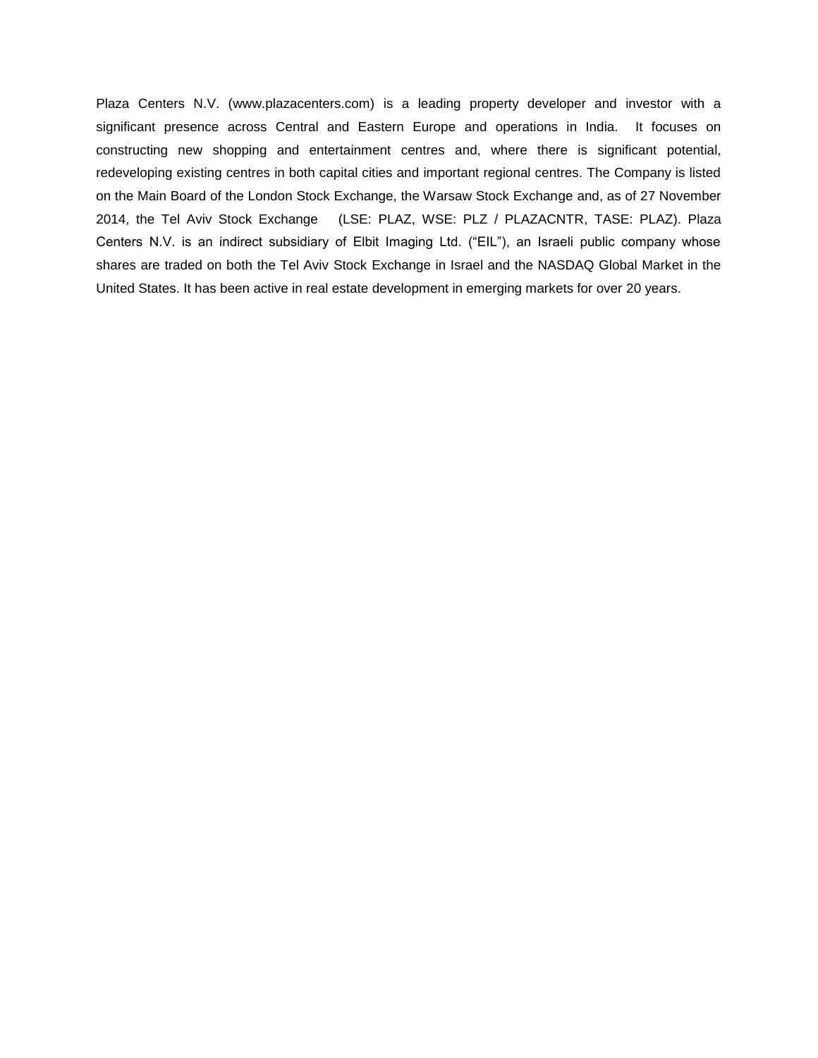Plaza Centers N.V. (www.plazacenters.com) is a leading property developer and investor with a significant presence across Central and Eastern Europe and operations in India. It focuses on constructing new shopping and entertainment centres and, where there is significant potential, redeveloping existing centres in both capital cities and important regional centres. The Company is listed on the Main Board of the London Stock Exchange, the Warsaw Stock Exchange and, as of 27 November 2014, the Tel Aviv Stock Exchange (LSE: PLAZ, WSE: PLZ / PLAZACNTR, TASE: PLAZ). Plaza Centers N.V. is an indirect subsidiary of Elbit Imaging Ltd. ("EIL"), an Israeli public company whose shares are traded on both the Tel Aviv Stock Exchange in Israel and the NASDAQ Global Market in the United States. It has been active in real estate development in emerging markets for over 20 years.